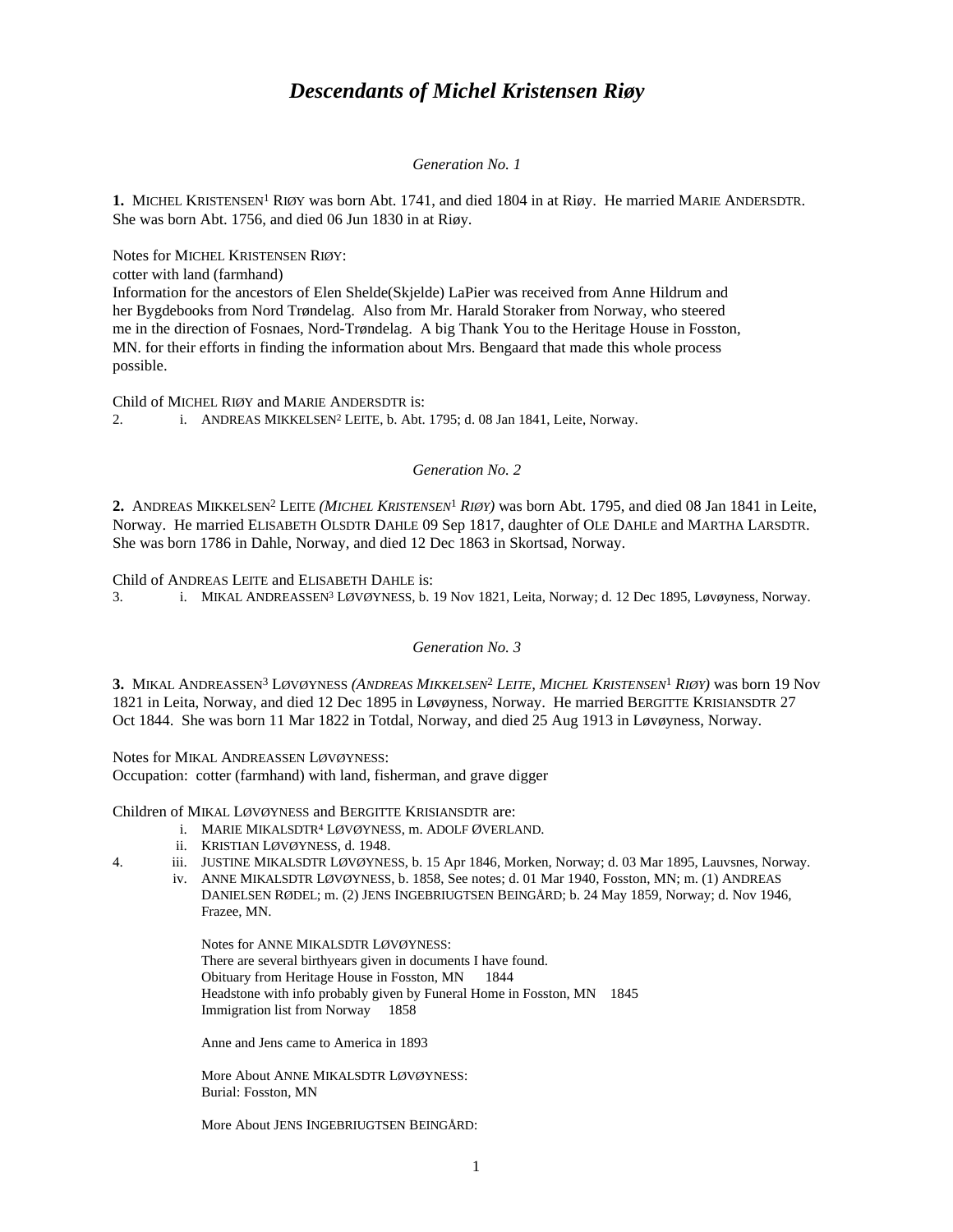# *Descendants of Michel Kristensen Riøy*

*Generation No. 1*

**1.** MICHEL KRISTENSEN[1] RIØY was born Abt. 1741, and died 1804 in at Riøy. He married MARIE ANDERSDTR. She was born Abt. 1756, and died 06 Jun 1830 in at Riøy.

Notes for MICHEL KRISTENSEN RIØY:
cotter with land (farmhand)
Information for the ancestors of Elen Shelde(Skjelde) LaPier was received from Anne Hildrum and her Bygdebooks from Nord Trøndelag. Also from Mr. Harald Storaker from Norway, who steered me in the direction of Fosnaes, Nord-Trøndelag. A big Thank You to the Heritage House in Fosston, MN. for their efforts in finding the information about Mrs. Bengaard that made this whole process possible.

Child of MICHEL RIØY and MARIE ANDERSDTR is:

2. i. ANDREAS MIKKELSEN[2] LEITE, b. Abt. 1795; d. 08 Jan 1841, Leite, Norway.

*Generation No. 2*

**2.** ANDREAS MIKKELSEN[2] LEITE *(MICHEL KRISTENSEN[1] RIØY)* was born Abt. 1795, and died 08 Jan 1841 in Leite, Norway. He married ELISABETH OLSDTR DAHLE 09 Sep 1817, daughter of OLE DAHLE and MARTHA LARSDTR. She was born 1786 in Dahle, Norway, and died 12 Dec 1863 in Skortsad, Norway.

Child of ANDREAS LEITE and ELISABETH DAHLE is:

3. i. MIKAL ANDREASSEN[3] LØVØYNESS, b. 19 Nov 1821, Leita, Norway; d. 12 Dec 1895, Løvøyness, Norway.

*Generation No. 3*

**3.** MIKAL ANDREASSEN[3] LØVØYNESS *(ANDREAS MIKKELSEN[2] LEITE, MICHEL KRISTENSEN[1] RIØY)* was born 19 Nov 1821 in Leita, Norway, and died 12 Dec 1895 in Løvøyness, Norway. He married BERGITTE KRISIANSDTR 27 Oct 1844. She was born 11 Mar 1822 in Totdal, Norway, and died 25 Aug 1913 in Løvøyness, Norway.

Notes for MIKAL ANDREASSEN LØVØYNESS:
Occupation: cotter (farmhand) with land, fisherman, and grave digger

Children of MIKAL LØVØYNESS and BERGITTE KRISIANSDTR are:

- i. MARIE MIKALSDTR[4] LØVØYNESS, m. ADOLF ØVERLAND.
- ii. KRISTIAN LØVØYNESS, d. 1948.

4. iii. JUSTINE MIKALSDTR LØVØYNESS, b. 15 Apr 1846, Morken, Norway; d. 03 Mar 1895, Lauvsnes, Norway.

- iv. ANNE MIKALSDTR LØVØYNESS, b. 1858, See notes; d. 01 Mar 1940, Fosston, MN; m. (1) ANDREAS DANIELSEN RØDEL; m. (2) JENS INGEBRIUGTSEN BEINGÅRD; b. 24 May 1859, Norway; d. Nov 1946, Frazee, MN.

  Notes for ANNE MIKALSDTR LØVØYNESS:
  There are several birthyears given in documents I have found.
  Obituary from Heritage House in Fosston, MN 1844
  Headstone with info probably given by Funeral Home in Fosston, MN 1845
  Immigration list from Norway 1858

  Anne and Jens came to America in 1893

  More About ANNE MIKALSDTR LØVØYNESS:
  Burial: Fosston, MN

  More About JENS INGEBRIUGTSEN BEINGÅRD: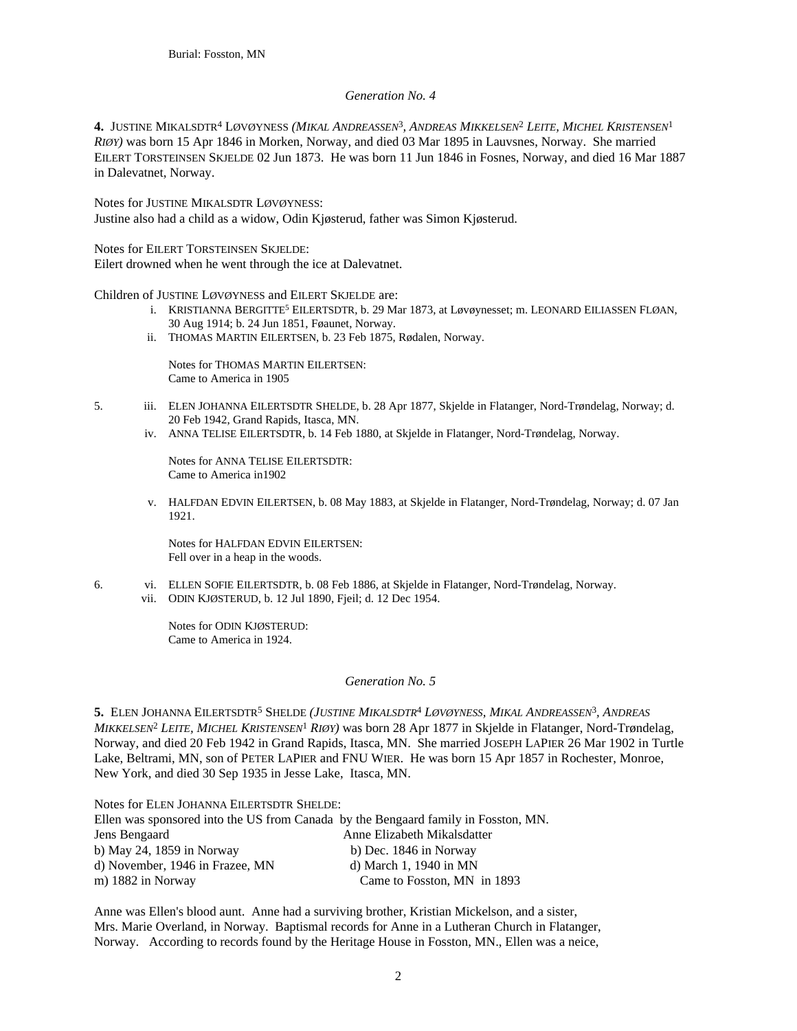Burial: Fosston, MN

*Generation No. 4*

**4.** JUSTINE MIKALSDTR[4] LØVØYNESS *(MIKAL ANDREASSEN[3], ANDREAS MIKKELSEN[2] LEITE, MICHEL KRISTENSEN[1] RIØY)* was born 15 Apr 1846 in Morken, Norway, and died 03 Mar 1895 in Lauvsnes, Norway. She married EILERT TORSTEINSEN SKJELDE 02 Jun 1873. He was born 11 Jun 1846 in Fosnes, Norway, and died 16 Mar 1887 in Dalevatnet, Norway.

Notes for JUSTINE MIKALSDTR LØVØYNESS:
Justine also had a child as a widow, Odin Kjøsterud, father was Simon Kjøsterud.

Notes for EILERT TORSTEINSEN SKJELDE:
Eilert drowned when he went through the ice at Dalevatnet.

Children of JUSTINE LØVØYNESS and EILERT SKJELDE are:

i. KRISTIANNA BERGITTE[5] EILERTSDTR, b. 29 Mar 1873, at Løvøynesset; m. LEONARD EILIASSEN FLØAN, 30 Aug 1914; b. 24 Jun 1851, Føaunet, Norway.

ii. THOMAS MARTIN EILERTSEN, b. 23 Feb 1875, Rødalen, Norway.

Notes for THOMAS MARTIN EILERTSEN:
Came to America in 1905

5. iii. ELEN JOHANNA EILERTSDTR SHELDE, b. 28 Apr 1877, Skjelde in Flatanger, Nord-Trøndelag, Norway; d. 20 Feb 1942, Grand Rapids, Itasca, MN.

iv. ANNA TELISE EILERTSDTR, b. 14 Feb 1880, at Skjelde in Flatanger, Nord-Trøndelag, Norway.

Notes for ANNA TELISE EILERTSDTR:
Came to America in1902

v. HALFDAN EDVIN EILERTSEN, b. 08 May 1883, at Skjelde in Flatanger, Nord-Trøndelag, Norway; d. 07 Jan 1921.

Notes for HALFDAN EDVIN EILERTSEN:
Fell over in a heap in the woods.

6. vi. ELLEN SOFIE EILERTSDTR, b. 08 Feb 1886, at Skjelde in Flatanger, Nord-Trøndelag, Norway.

vii. ODIN KJØSTERUD, b. 12 Jul 1890, Fjeil; d. 12 Dec 1954.

Notes for ODIN KJØSTERUD:
Came to America in 1924.

*Generation No. 5*

**5.** ELEN JOHANNA EILERTSDTR[5] SHELDE *(JUSTINE MIKALSDTR[4] LØVØYNESS, MIKAL ANDREASSEN[3], ANDREAS MIKKELSEN[2] LEITE, MICHEL KRISTENSEN[1] RIØY)* was born 28 Apr 1877 in Skjelde in Flatanger, Nord-Trøndelag, Norway, and died 20 Feb 1942 in Grand Rapids, Itasca, MN. She married JOSEPH LAPIER 26 Mar 1902 in Turtle Lake, Beltrami, MN, son of PETER LAPIER and FNU WIER. He was born 15 Apr 1857 in Rochester, Monroe, New York, and died 30 Sep 1935 in Jesse Lake, Itasca, MN.

Notes for ELEN JOHANNA EILERTSDTR SHELDE:
Ellen was sponsored into the US from Canada by the Bengaard family in Fosston, MN.

| Jens Bengaard | Anne Elizabeth Mikalsdatter |
|---|---|
| b) May 24, 1859 in Norway | b) Dec. 1846 in Norway |
| d) November, 1946 in Frazee, MN | d) March 1, 1940 in MN |
| m) 1882 in Norway | Came to Fosston, MN in 1893 |

Anne was Ellen's blood aunt. Anne had a surviving brother, Kristian Mickelson, and a sister, Mrs. Marie Overland, in Norway. Baptismal records for Anne in a Lutheran Church in Flatanger, Norway. According to records found by the Heritage House in Fosston, MN., Ellen was a neice,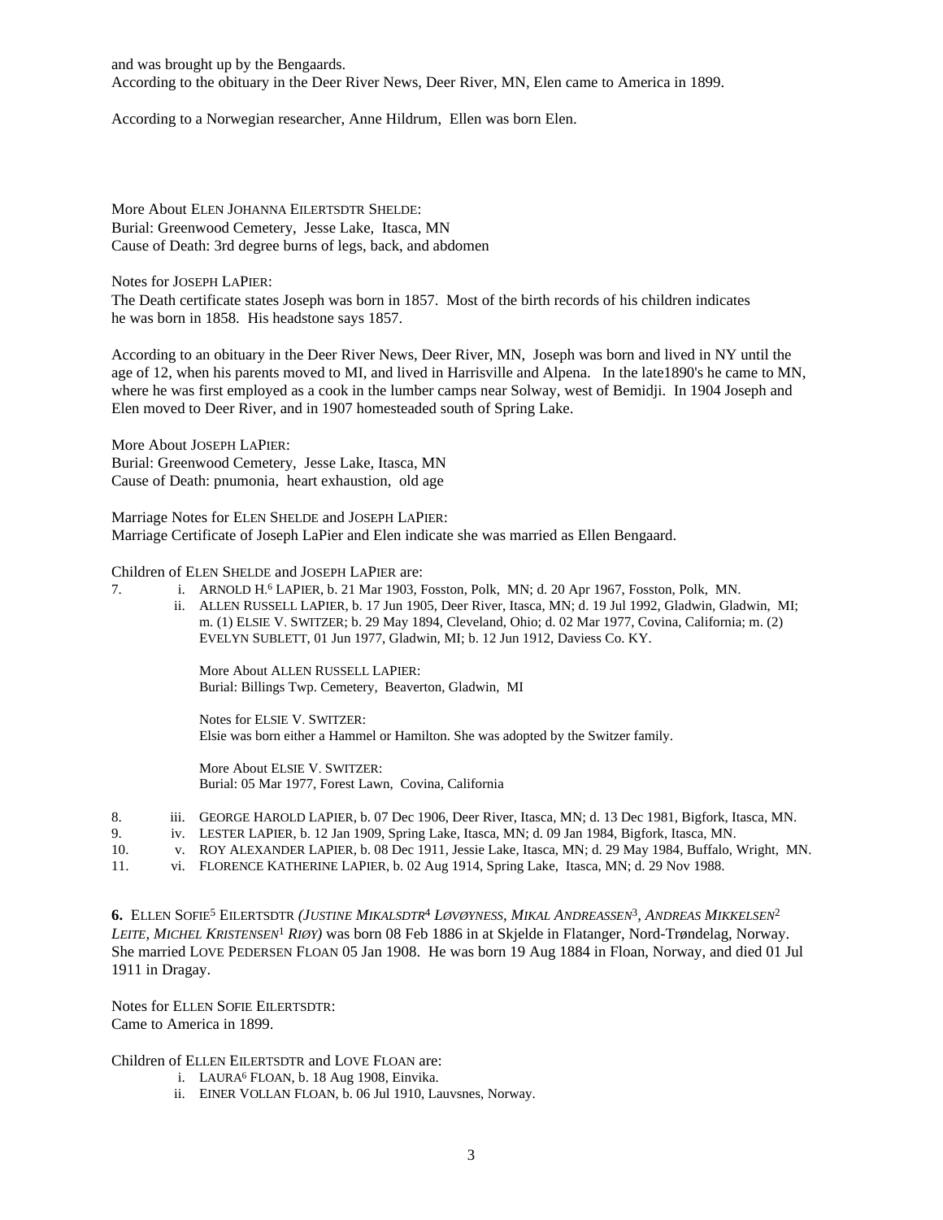and was brought up by the Bengaards.
According to the obituary in the Deer River News, Deer River, MN, Elen came to America in 1899.

According to a Norwegian researcher, Anne Hildrum, Ellen was born Elen.

More About ELEN JOHANNA EILERTSDTR SHELDE:
Burial: Greenwood Cemetery, Jesse Lake, Itasca, MN
Cause of Death: 3rd degree burns of legs, back, and abdomen

Notes for JOSEPH LAPIER:
The Death certificate states Joseph was born in 1857. Most of the birth records of his children indicates he was born in 1858. His headstone says 1857.

According to an obituary in the Deer River News, Deer River, MN, Joseph was born and lived in NY until the age of 12, when his parents moved to MI, and lived in Harrisville and Alpena. In the late1890's he came to MN, where he was first employed as a cook in the lumber camps near Solway, west of Bemidji. In 1904 Joseph and Elen moved to Deer River, and in 1907 homesteaded south of Spring Lake.

More About JOSEPH LAPIER:
Burial: Greenwood Cemetery, Jesse Lake, Itasca, MN
Cause of Death: pnumonia, heart exhaustion, old age

Marriage Notes for ELEN SHELDE and JOSEPH LAPIER:
Marriage Certificate of Joseph LaPier and Elen indicate she was married as Ellen Bengaard.

Children of ELEN SHELDE and JOSEPH LAPIER are:

7. i. ARNOLD H.[6] LAPIER, b. 21 Mar 1903, Fosston, Polk, MN; d. 20 Apr 1967, Fosston, Polk, MN.

ii. ALLEN RUSSELL LAPIER, b. 17 Jun 1905, Deer River, Itasca, MN; d. 19 Jul 1992, Gladwin, Gladwin, MI; m. (1) ELSIE V. SWITZER; b. 29 May 1894, Cleveland, Ohio; d. 02 Mar 1977, Covina, California; m. (2) EVELYN SUBLETT, 01 Jun 1977, Gladwin, MI; b. 12 Jun 1912, Daviess Co. KY.

More About ALLEN RUSSELL LAPIER:
Burial: Billings Twp. Cemetery, Beaverton, Gladwin, MI

Notes for ELSIE V. SWITZER:
Elsie was born either a Hammel or Hamilton. She was adopted by the Switzer family.

More About ELSIE V. SWITZER:
Burial: 05 Mar 1977, Forest Lawn, Covina, California

8. iii. GEORGE HAROLD LAPIER, b. 07 Dec 1906, Deer River, Itasca, MN; d. 13 Dec 1981, Bigfork, Itasca, MN.

9. iv. LESTER LAPIER, b. 12 Jan 1909, Spring Lake, Itasca, MN; d. 09 Jan 1984, Bigfork, Itasca, MN.

10. v. ROY ALEXANDER LAPIER, b. 08 Dec 1911, Jessie Lake, Itasca, MN; d. 29 May 1984, Buffalo, Wright, MN.

11. vi. FLORENCE KATHERINE LAPIER, b. 02 Aug 1914, Spring Lake, Itasca, MN; d. 29 Nov 1988.

**6.** ELLEN SOFIE[5] EILERTSDTR *(JUSTINE MIKALSDTR[4] LØVØYNESS, MIKAL ANDREASSEN[3], ANDREAS MIKKELSEN[2] LEITE, MICHEL KRISTENSEN[1] RIØY)* was born 08 Feb 1886 in at Skjelde in Flatanger, Nord-Trøndelag, Norway. She married LOVE PEDERSEN FLOAN 05 Jan 1908. He was born 19 Aug 1884 in Floan, Norway, and died 01 Jul 1911 in Dragay.

Notes for ELLEN SOFIE EILERTSDTR:
Came to America in 1899.

Children of ELLEN EILERTSDTR and LOVE FLOAN are:

i. LAURA[6] FLOAN, b. 18 Aug 1908, Einvika.

ii. EINER VOLLAN FLOAN, b. 06 Jul 1910, Lauvsnes, Norway.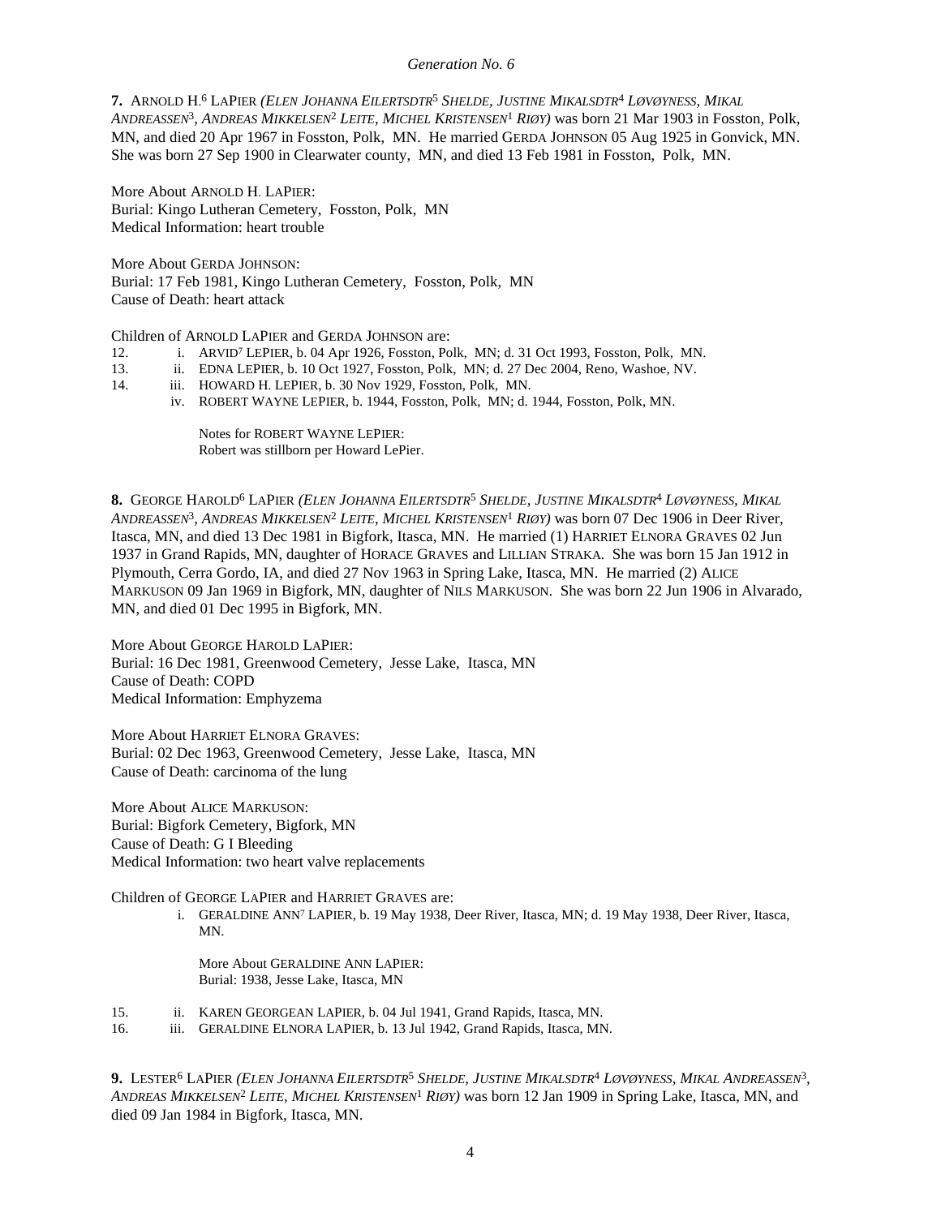## Generation No. 6

**7.** ARNOLD H.[6] LAPIER *(ELEN JOHANNA EILERTSDTR[5] SHELDE, JUSTINE MIKALSDTR[4] LØVØYNESS, MIKAL ANDREASSEN[3], ANDREAS MIKKELSEN[2] LEITE, MICHEL KRISTENSEN[1] RIØY)* was born 21 Mar 1903 in Fosston, Polk, MN, and died 20 Apr 1967 in Fosston, Polk, MN. He married GERDA JOHNSON 05 Aug 1925 in Gonvick, MN. She was born 27 Sep 1900 in Clearwater county, MN, and died 13 Feb 1981 in Fosston, Polk, MN.

More About ARNOLD H. LAPIER:
Burial: Kingo Lutheran Cemetery, Fosston, Polk, MN
Medical Information: heart trouble

More About GERDA JOHNSON:
Burial: 17 Feb 1981, Kingo Lutheran Cemetery, Fosston, Polk, MN
Cause of Death: heart attack

Children of ARNOLD LAPIER and GERDA JOHNSON are:

12. i. ARVID[7] LEPIER, b. 04 Apr 1926, Fosston, Polk, MN; d. 31 Oct 1993, Fosston, Polk, MN.
13. ii. EDNA LEPIER, b. 10 Oct 1927, Fosston, Polk, MN; d. 27 Dec 2004, Reno, Washoe, NV.
14. iii. HOWARD H. LEPIER, b. 30 Nov 1929, Fosston, Polk, MN.
    iv. ROBERT WAYNE LEPIER, b. 1944, Fosston, Polk, MN; d. 1944, Fosston, Polk, MN.

    Notes for ROBERT WAYNE LEPIER:
    Robert was stillborn per Howard LePier.

**8.** GEORGE HAROLD[6] LAPIER *(ELEN JOHANNA EILERTSDTR[5] SHELDE, JUSTINE MIKALSDTR[4] LØVØYNESS, MIKAL ANDREASSEN[3], ANDREAS MIKKELSEN[2] LEITE, MICHEL KRISTENSEN[1] RIØY)* was born 07 Dec 1906 in Deer River, Itasca, MN, and died 13 Dec 1981 in Bigfork, Itasca, MN. He married (1) HARRIET ELNORA GRAVES 02 Jun 1937 in Grand Rapids, MN, daughter of HORACE GRAVES and LILLIAN STRAKA. She was born 15 Jan 1912 in Plymouth, Cerra Gordo, IA, and died 27 Nov 1963 in Spring Lake, Itasca, MN. He married (2) ALICE MARKUSON 09 Jan 1969 in Bigfork, MN, daughter of NILS MARKUSON. She was born 22 Jun 1906 in Alvarado, MN, and died 01 Dec 1995 in Bigfork, MN.

More About GEORGE HAROLD LAPIER:
Burial: 16 Dec 1981, Greenwood Cemetery, Jesse Lake, Itasca, MN
Cause of Death: COPD
Medical Information: Emphyzema

More About HARRIET ELNORA GRAVES:
Burial: 02 Dec 1963, Greenwood Cemetery, Jesse Lake, Itasca, MN
Cause of Death: carcinoma of the lung

More About ALICE MARKUSON:
Burial: Bigfork Cemetery, Bigfork, MN
Cause of Death: G I Bleeding
Medical Information: two heart valve replacements

Children of GEORGE LAPIER and HARRIET GRAVES are:

    i. GERALDINE ANN[7] LAPIER, b. 19 May 1938, Deer River, Itasca, MN; d. 19 May 1938, Deer River, Itasca, MN.

    More About GERALDINE ANN LAPIER:
    Burial: 1938, Jesse Lake, Itasca, MN

15. ii. KAREN GEORGEAN LAPIER, b. 04 Jul 1941, Grand Rapids, Itasca, MN.
16. iii. GERALDINE ELNORA LAPIER, b. 13 Jul 1942, Grand Rapids, Itasca, MN.

**9.** LESTER[6] LAPIER *(ELEN JOHANNA EILERTSDTR[5] SHELDE, JUSTINE MIKALSDTR[4] LØVØYNESS, MIKAL ANDREASSEN[3], ANDREAS MIKKELSEN[2] LEITE, MICHEL KRISTENSEN[1] RIØY)* was born 12 Jan 1909 in Spring Lake, Itasca, MN, and died 09 Jan 1984 in Bigfork, Itasca, MN.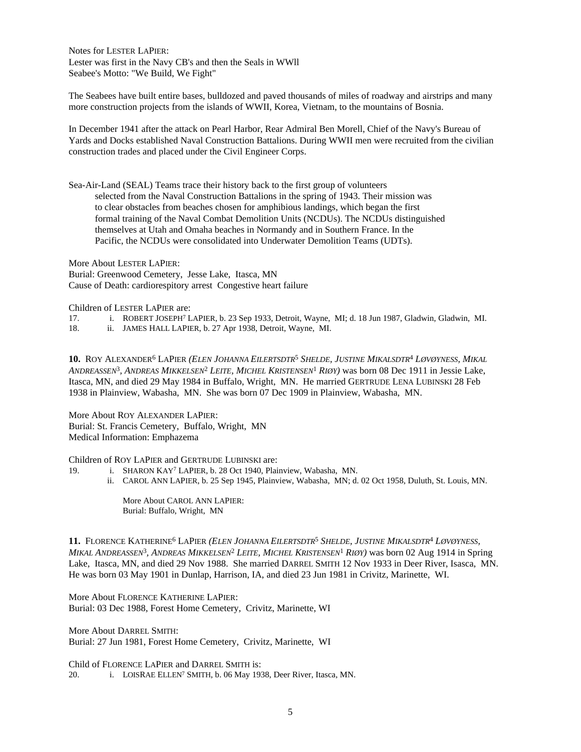Notes for LESTER LAPIER:
Lester was first in the Navy CB's and then the Seals in WWll
Seabee's Motto: "We Build, We Fight"

The Seabees have built entire bases, bulldozed and paved thousands of miles of roadway and airstrips and many more construction projects from the islands of WWII, Korea, Vietnam, to the mountains of Bosnia.

In December 1941 after the attack on Pearl Harbor, Rear Admiral Ben Morell, Chief of the Navy's Bureau of Yards and Docks established Naval Construction Battalions. During WWII men were recruited from the civilian construction trades and placed under the Civil Engineer Corps.

Sea-Air-Land (SEAL) Teams trace their history back to the first group of volunteers selected from the Naval Construction Battalions in the spring of 1943. Their mission was to clear obstacles from beaches chosen for amphibious landings, which began the first formal training of the Naval Combat Demolition Units (NCDUs). The NCDUs distinguished themselves at Utah and Omaha beaches in Normandy and in Southern France. In the Pacific, the NCDUs were consolidated into Underwater Demolition Teams (UDTs).

More About LESTER LAPIER:
Burial: Greenwood Cemetery, Jesse Lake, Itasca, MN
Cause of Death: cardiorespitory arrest Congestive heart failure

Children of LESTER LAPIER are:

17. i. ROBERT JOSEPH[7] LAPIER, b. 23 Sep 1933, Detroit, Wayne, MI; d. 18 Jun 1987, Gladwin, Gladwin, MI.
18. ii. JAMES HALL LAPIER, b. 27 Apr 1938, Detroit, Wayne, MI.

**10.** ROY ALEXANDER[6] LAPIER *(ELEN JOHANNA EILERTSDTR[5] SHELDE, JUSTINE MIKALSDTR[4] LØVØYNESS, MIKAL ANDREASSEN[3], ANDREAS MIKKELSEN[2] LEITE, MICHEL KRISTENSEN[1] RIØY)* was born 08 Dec 1911 in Jessie Lake, Itasca, MN, and died 29 May 1984 in Buffalo, Wright, MN. He married GERTRUDE LENA LUBINSKI 28 Feb 1938 in Plainview, Wabasha, MN. She was born 07 Dec 1909 in Plainview, Wabasha, MN.

More About ROY ALEXANDER LAPIER:
Burial: St. Francis Cemetery, Buffalo, Wright, MN
Medical Information: Emphazema

Children of ROY LAPIER and GERTRUDE LUBINSKI are:

19. i. SHARON KAY[7] LAPIER, b. 28 Oct 1940, Plainview, Wabasha, MN.
    ii. CAROL ANN LAPIER, b. 25 Sep 1945, Plainview, Wabasha, MN; d. 02 Oct 1958, Duluth, St. Louis, MN.

    More About CAROL ANN LAPIER:
    Burial: Buffalo, Wright, MN

**11.** FLORENCE KATHERINE[6] LAPIER *(ELEN JOHANNA EILERTSDTR[5] SHELDE, JUSTINE MIKALSDTR[4] LØVØYNESS, MIKAL ANDREASSEN[3], ANDREAS MIKKELSEN[2] LEITE, MICHEL KRISTENSEN[1] RIØY)* was born 02 Aug 1914 in Spring Lake, Itasca, MN, and died 29 Nov 1988. She married DARREL SMITH 12 Nov 1933 in Deer River, Isasca, MN. He was born 03 May 1901 in Dunlap, Harrison, IA, and died 23 Jun 1981 in Crivitz, Marinette, WI.

More About FLORENCE KATHERINE LAPIER:
Burial: 03 Dec 1988, Forest Home Cemetery, Crivitz, Marinette, WI

More About DARREL SMITH:
Burial: 27 Jun 1981, Forest Home Cemetery, Crivitz, Marinette, WI

Child of FLORENCE LAPIER and DARREL SMITH is:

20. i. LOISRAE ELLEN[7] SMITH, b. 06 May 1938, Deer River, Itasca, MN.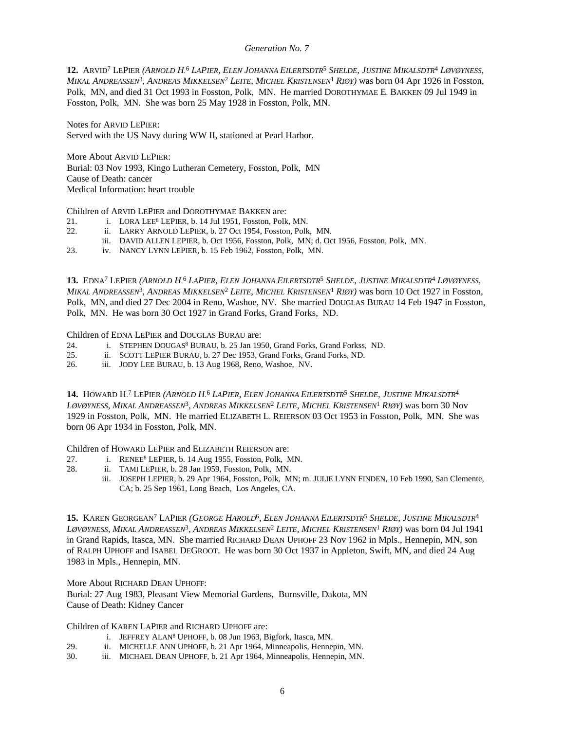*Generation No. 7*

**12.** ARVID[7] LEPIER *(ARNOLD H.[6] LAPIER, ELEN JOHANNA EILERTSDTR[5] SHELDE, JUSTINE MIKALSDTR[4] LØVØYNESS, MIKAL ANDREASSEN[3], ANDREAS MIKKELSEN[2] LEITE, MICHEL KRISTENSEN[1] RIØY)* was born 04 Apr 1926 in Fosston, Polk, MN, and died 31 Oct 1993 in Fosston, Polk, MN. He married DOROTHYMAE E. BAKKEN 09 Jul 1949 in Fosston, Polk, MN. She was born 25 May 1928 in Fosston, Polk, MN.

Notes for ARVID LEPIER:
Served with the US Navy during WW II, stationed at Pearl Harbor.

More About ARVID LEPIER:
Burial: 03 Nov 1993, Kingo Lutheran Cemetery, Fosston, Polk, MN
Cause of Death: cancer
Medical Information: heart trouble

Children of ARVID LEPIER and DOROTHYMAE BAKKEN are:

21. i. LORA LEE[8] LEPIER, b. 14 Jul 1951, Fosston, Polk, MN.
22. ii. LARRY ARNOLD LEPIER, b. 27 Oct 1954, Fosston, Polk, MN.
    iii. DAVID ALLEN LEPIER, b. Oct 1956, Fosston, Polk, MN; d. Oct 1956, Fosston, Polk, MN.
23. iv. NANCY LYNN LEPIER, b. 15 Feb 1962, Fosston, Polk, MN.

**13.** EDNA[7] LEPIER *(ARNOLD H.[6] LAPIER, ELEN JOHANNA EILERTSDTR[5] SHELDE, JUSTINE MIKALSDTR[4] LØVØYNESS, MIKAL ANDREASSEN[3], ANDREAS MIKKELSEN[2] LEITE, MICHEL KRISTENSEN[1] RIØY)* was born 10 Oct 1927 in Fosston, Polk, MN, and died 27 Dec 2004 in Reno, Washoe, NV. She married DOUGLAS BURAU 14 Feb 1947 in Fosston, Polk, MN. He was born 30 Oct 1927 in Grand Forks, Grand Forks, ND.

Children of EDNA LEPIER and DOUGLAS BURAU are:

24. i. STEPHEN DOUGAS[8] BURAU, b. 25 Jan 1950, Grand Forks, Grand Forkss, ND.
25. ii. SCOTT LEPIER BURAU, b. 27 Dec 1953, Grand Forks, Grand Forks, ND.
26. iii. JODY LEE BURAU, b. 13 Aug 1968, Reno, Washoe, NV.

**14.** HOWARD H.[7] LEPIER *(ARNOLD H.[6] LAPIER, ELEN JOHANNA EILERTSDTR[5] SHELDE, JUSTINE MIKALSDTR[4] LØVØYNESS, MIKAL ANDREASSEN[3], ANDREAS MIKKELSEN[2] LEITE, MICHEL KRISTENSEN[1] RIØY)* was born 30 Nov 1929 in Fosston, Polk, MN. He married ELIZABETH L. REIERSON 03 Oct 1953 in Fosston, Polk, MN. She was born 06 Apr 1934 in Fosston, Polk, MN.

Children of HOWARD LEPIER and ELIZABETH REIERSON are:

27. i. RENEE[8] LEPIER, b. 14 Aug 1955, Fosston, Polk, MN.
28. ii. TAMI LEPIER, b. 28 Jan 1959, Fosston, Polk, MN.
    iii. JOSEPH LEPIER, b. 29 Apr 1964, Fosston, Polk, MN; m. JULIE LYNN FINDEN, 10 Feb 1990, San Clemente, CA; b. 25 Sep 1961, Long Beach, Los Angeles, CA.

**15.** KAREN GEORGEAN[7] LAPIER *(GEORGE HAROLD[6], ELEN JOHANNA EILERTSDTR[5] SHELDE, JUSTINE MIKALSDTR[4] LØVØYNESS, MIKAL ANDREASSEN[3], ANDREAS MIKKELSEN[2] LEITE, MICHEL KRISTENSEN[1] RIØY)* was born 04 Jul 1941 in Grand Rapids, Itasca, MN. She married RICHARD DEAN UPHOFF 23 Nov 1962 in Mpls., Hennepin, MN, son of RALPH UPHOFF and ISABEL DEGROOT. He was born 30 Oct 1937 in Appleton, Swift, MN, and died 24 Aug 1983 in Mpls., Hennepin, MN.

More About RICHARD DEAN UPHOFF:
Burial: 27 Aug 1983, Pleasant View Memorial Gardens, Burnsville, Dakota, MN
Cause of Death: Kidney Cancer

Children of KAREN LAPIER and RICHARD UPHOFF are:

    i. JEFFREY ALAN[8] UPHOFF, b. 08 Jun 1963, Bigfork, Itasca, MN.
29. ii. MICHELLE ANN UPHOFF, b. 21 Apr 1964, Minneapolis, Hennepin, MN.
30. iii. MICHAEL DEAN UPHOFF, b. 21 Apr 1964, Minneapolis, Hennepin, MN.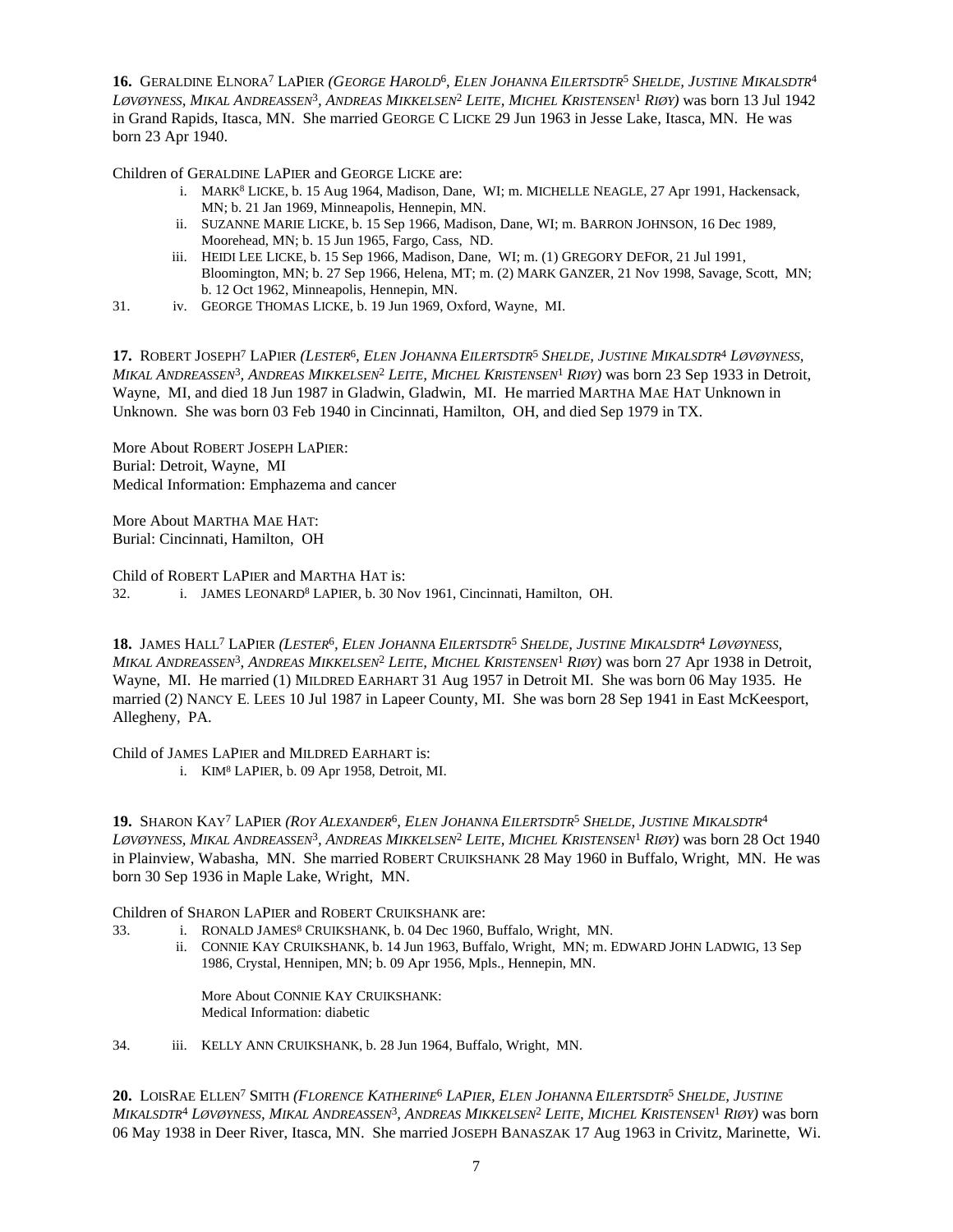**16.** Geraldine Elnora[7] LaPier *(George Harold[6], Elen Johanna Eilertsdtr[5] Shelde, Justine Mikalsdtr[4] Løvøyness, Mikal Andreassen[3], Andreas Mikkelsen[2] Leite, Michel Kristensen[1] Riøy)* was born 13 Jul 1942 in Grand Rapids, Itasca, MN. She married George C Licke 29 Jun 1963 in Jesse Lake, Itasca, MN. He was born 23 Apr 1940.

Children of Geraldine LaPier and George Licke are:

- i. Mark[8] Licke, b. 15 Aug 1964, Madison, Dane, WI; m. Michelle Neagle, 27 Apr 1991, Hackensack, MN; b. 21 Jan 1969, Minneapolis, Hennepin, MN.
- ii. Suzanne Marie Licke, b. 15 Sep 1966, Madison, Dane, WI; m. Barron Johnson, 16 Dec 1989, Moorehead, MN; b. 15 Jun 1965, Fargo, Cass, ND.
- iii. Heidi Lee Licke, b. 15 Sep 1966, Madison, Dane, WI; m. (1) Gregory DeFor, 21 Jul 1991, Bloomington, MN; b. 27 Sep 1966, Helena, MT; m. (2) Mark Ganzer, 21 Nov 1998, Savage, Scott, MN; b. 12 Oct 1962, Minneapolis, Hennepin, MN.
- 31. iv. George Thomas Licke, b. 19 Jun 1969, Oxford, Wayne, MI.

**17.** Robert Joseph[7] LaPier *(Lester[6], Elen Johanna Eilertsdtr[5] Shelde, Justine Mikalsdtr[4] Løvøyness, Mikal Andreassen[3], Andreas Mikkelsen[2] Leite, Michel Kristensen[1] Riøy)* was born 23 Sep 1933 in Detroit, Wayne, MI, and died 18 Jun 1987 in Gladwin, Gladwin, MI. He married Martha Mae Hat Unknown in Unknown. She was born 03 Feb 1940 in Cincinnati, Hamilton, OH, and died Sep 1979 in TX.

More About Robert Joseph LaPier:
Burial: Detroit, Wayne, MI
Medical Information: Emphazema and cancer

More About Martha Mae Hat:
Burial: Cincinnati, Hamilton, OH

Child of Robert LaPier and Martha Hat is:

- 32. i. James Leonard[8] LaPier, b. 30 Nov 1961, Cincinnati, Hamilton, OH.

**18.** James Hall[7] LaPier *(Lester[6], Elen Johanna Eilertsdtr[5] Shelde, Justine Mikalsdtr[4] Løvøyness, Mikal Andreassen[3], Andreas Mikkelsen[2] Leite, Michel Kristensen[1] Riøy)* was born 27 Apr 1938 in Detroit, Wayne, MI. He married (1) Mildred Earhart 31 Aug 1957 in Detroit MI. She was born 06 May 1935. He married (2) Nancy E. Lees 10 Jul 1987 in Lapeer County, MI. She was born 28 Sep 1941 in East McKeesport, Allegheny, PA.

Child of James LaPier and Mildred Earhart is:

- i. Kim[8] LaPier, b. 09 Apr 1958, Detroit, MI.

**19.** Sharon Kay[7] LaPier *(Roy Alexander[6], Elen Johanna Eilertsdtr[5] Shelde, Justine Mikalsdtr[4] Løvøyness, Mikal Andreassen[3], Andreas Mikkelsen[2] Leite, Michel Kristensen[1] Riøy)* was born 28 Oct 1940 in Plainview, Wabasha, MN. She married Robert Cruikshank 28 May 1960 in Buffalo, Wright, MN. He was born 30 Sep 1936 in Maple Lake, Wright, MN.

Children of Sharon LaPier and Robert Cruikshank are:

- 33. i. Ronald James[8] Cruikshank, b. 04 Dec 1960, Buffalo, Wright, MN.
- ii. Connie Kay Cruikshank, b. 14 Jun 1963, Buffalo, Wright, MN; m. Edward John Ladwig, 13 Sep 1986, Crystal, Hennipen, MN; b. 09 Apr 1956, Mpls., Hennepin, MN.

  More About Connie Kay Cruikshank:
  Medical Information: diabetic

- 34. iii. Kelly Ann Cruikshank, b. 28 Jun 1964, Buffalo, Wright, MN.

**20.** LoisRae Ellen[7] Smith *(Florence Katherine[6] LaPier, Elen Johanna Eilertsdtr[5] Shelde, Justine Mikalsdtr[4] Løvøyness, Mikal Andreassen[3], Andreas Mikkelsen[2] Leite, Michel Kristensen[1] Riøy)* was born 06 May 1938 in Deer River, Itasca, MN. She married Joseph Banaszak 17 Aug 1963 in Crivitz, Marinette, Wi.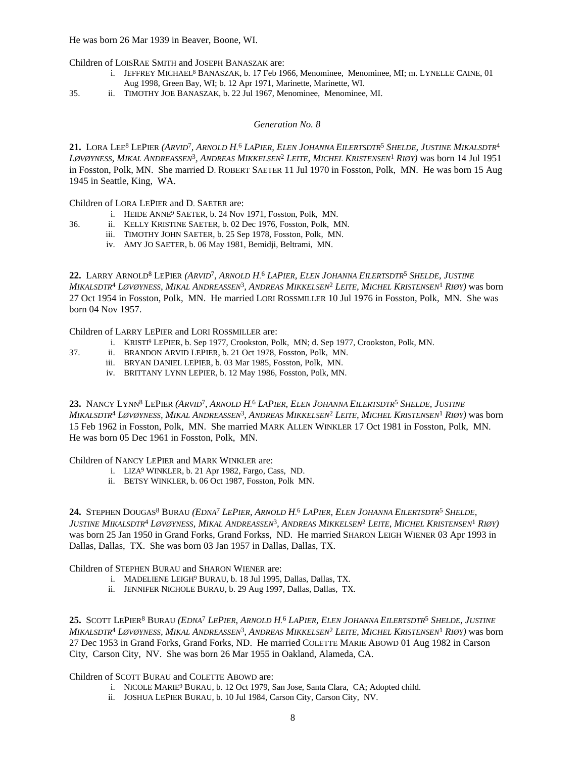He was born 26 Mar 1939 in Beaver, Boone, WI.

Children of LOISRAE SMITH and JOSEPH BANASZAK are:

- i. JEFFREY MICHAEL[8] BANASZAK, b. 17 Feb 1966, Menominee, Menominee, MI; m. LYNELLE CAINE, 01 Aug 1998, Green Bay, WI; b. 12 Apr 1971, Marinette, Marinette, WI.
- 35. ii. TIMOTHY JOE BANASZAK, b. 22 Jul 1967, Menominee, Menominee, MI.

### *Generation No. 8*

**21.** LORA LEE[8] LEPIER *(ARVID[7], ARNOLD H.[6] LAPIER, ELEN JOHANNA EILERTSDTR[5] SHELDE, JUSTINE MIKALSDTR[4] LØVØYNESS, MIKAL ANDREASSEN[3], ANDREAS MIKKELSEN[2] LEITE, MICHEL KRISTENSEN[1] RIØY)* was born 14 Jul 1951 in Fosston, Polk, MN. She married D. ROBERT SAETER 11 Jul 1970 in Fosston, Polk, MN. He was born 15 Aug 1945 in Seattle, King, WA.

Children of LORA LEPIER and D. SAETER are:

- i. HEIDE ANNE[9] SAETER, b. 24 Nov 1971, Fosston, Polk, MN.
- 36. ii. KELLY KRISTINE SAETER, b. 02 Dec 1976, Fosston, Polk, MN.
- iii. TIMOTHY JOHN SAETER, b. 25 Sep 1978, Fosston, Polk, MN.
- iv. AMY JO SAETER, b. 06 May 1981, Bemidji, Beltrami, MN.

**22.** LARRY ARNOLD[8] LEPIER *(ARVID[7], ARNOLD H.[6] LAPIER, ELEN JOHANNA EILERTSDTR[5] SHELDE, JUSTINE MIKALSDTR[4] LØVØYNESS, MIKAL ANDREASSEN[3], ANDREAS MIKKELSEN[2] LEITE, MICHEL KRISTENSEN[1] RIØY)* was born 27 Oct 1954 in Fosston, Polk, MN. He married LORI ROSSMILLER 10 Jul 1976 in Fosston, Polk, MN. She was born 04 Nov 1957.

Children of LARRY LEPIER and LORI ROSSMILLER are:

- i. KRISTI[9] LEPIER, b. Sep 1977, Crookston, Polk, MN; d. Sep 1977, Crookston, Polk, MN.
- 37. ii. BRANDON ARVID LEPIER, b. 21 Oct 1978, Fosston, Polk, MN.
- iii. BRYAN DANIEL LEPIER, b. 03 Mar 1985, Fosston, Polk, MN.
- iv. BRITTANY LYNN LEPIER, b. 12 May 1986, Fosston, Polk, MN.

**23.** NANCY LYNN[8] LEPIER *(ARVID[7], ARNOLD H.[6] LAPIER, ELEN JOHANNA EILERTSDTR[5] SHELDE, JUSTINE MIKALSDTR[4] LØVØYNESS, MIKAL ANDREASSEN[3], ANDREAS MIKKELSEN[2] LEITE, MICHEL KRISTENSEN[1] RIØY)* was born 15 Feb 1962 in Fosston, Polk, MN. She married MARK ALLEN WINKLER 17 Oct 1981 in Fosston, Polk, MN. He was born 05 Dec 1961 in Fosston, Polk, MN.

Children of NANCY LEPIER and MARK WINKLER are:

- i. LIZA[9] WINKLER, b. 21 Apr 1982, Fargo, Cass, ND.
- ii. BETSY WINKLER, b. 06 Oct 1987, Fosston, Polk MN.

**24.** STEPHEN DOUGAS[8] BURAU *(EDNA[7] LEPIER, ARNOLD H.[6] LAPIER, ELEN JOHANNA EILERTSDTR[5] SHELDE, JUSTINE MIKALSDTR[4] LØVØYNESS, MIKAL ANDREASSEN[3], ANDREAS MIKKELSEN[2] LEITE, MICHEL KRISTENSEN[1] RIØY)* was born 25 Jan 1950 in Grand Forks, Grand Forkss, ND. He married SHARON LEIGH WIENER 03 Apr 1993 in Dallas, Dallas, TX. She was born 03 Jan 1957 in Dallas, Dallas, TX.

Children of STEPHEN BURAU and SHARON WIENER are:

- i. MADELIENE LEIGH[9] BURAU, b. 18 Jul 1995, Dallas, Dallas, TX.
- ii. JENNIFER NICHOLE BURAU, b. 29 Aug 1997, Dallas, Dallas, TX.

**25.** SCOTT LEPIER[8] BURAU *(EDNA[7] LEPIER, ARNOLD H.[6] LAPIER, ELEN JOHANNA EILERTSDTR[5] SHELDE, JUSTINE MIKALSDTR[4] LØVØYNESS, MIKAL ANDREASSEN[3], ANDREAS MIKKELSEN[2] LEITE, MICHEL KRISTENSEN[1] RIØY)* was born 27 Dec 1953 in Grand Forks, Grand Forks, ND. He married COLETTE MARIE ABOWD 01 Aug 1982 in Carson City, Carson City, NV. She was born 26 Mar 1955 in Oakland, Alameda, CA.

Children of SCOTT BURAU and COLETTE ABOWD are:

- i. NICOLE MARIE[9] BURAU, b. 12 Oct 1979, San Jose, Santa Clara, CA; Adopted child.
- ii. JOSHUA LEPIER BURAU, b. 10 Jul 1984, Carson City, Carson City, NV.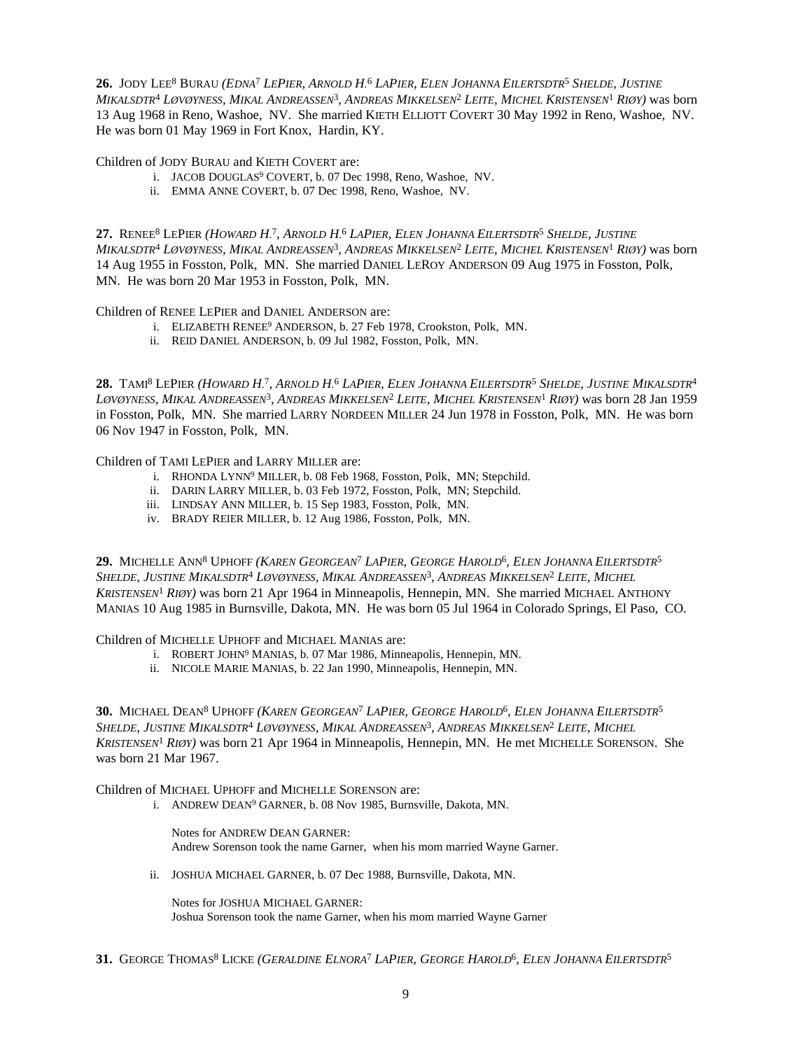**26.** JODY LEE[8] BURAU *(EDNA[7] LEPIER, ARNOLD H.[6] LAPIER, ELEN JOHANNA EILERTSDTR[5] SHELDE, JUSTINE MIKALSDTR[4] LØVØYNESS, MIKAL ANDREASSEN[3], ANDREAS MIKKELSEN[2] LEITE, MICHEL KRISTENSEN[1] RIØY)* was born 13 Aug 1968 in Reno, Washoe, NV. She married KIETH ELLIOTT COVERT 30 May 1992 in Reno, Washoe, NV. He was born 01 May 1969 in Fort Knox, Hardin, KY.

Children of JODY BURAU and KIETH COVERT are:

i. JACOB DOUGLAS[9] COVERT, b. 07 Dec 1998, Reno, Washoe, NV.
ii. EMMA ANNE COVERT, b. 07 Dec 1998, Reno, Washoe, NV.

**27.** RENEE[8] LEPIER *(HOWARD H.[7], ARNOLD H.[6] LAPIER, ELEN JOHANNA EILERTSDTR[5] SHELDE, JUSTINE MIKALSDTR[4] LØVØYNESS, MIKAL ANDREASSEN[3], ANDREAS MIKKELSEN[2] LEITE, MICHEL KRISTENSEN[1] RIØY)* was born 14 Aug 1955 in Fosston, Polk, MN. She married DANIEL LEROY ANDERSON 09 Aug 1975 in Fosston, Polk, MN. He was born 20 Mar 1953 in Fosston, Polk, MN.

Children of RENEE LEPIER and DANIEL ANDERSON are:

i. ELIZABETH RENEE[9] ANDERSON, b. 27 Feb 1978, Crookston, Polk, MN.
ii. REID DANIEL ANDERSON, b. 09 Jul 1982, Fosston, Polk, MN.

**28.** TAMI[8] LEPIER *(HOWARD H.[7], ARNOLD H.[6] LAPIER, ELEN JOHANNA EILERTSDTR[5] SHELDE, JUSTINE MIKALSDTR[4] LØVØYNESS, MIKAL ANDREASSEN[3], ANDREAS MIKKELSEN[2] LEITE, MICHEL KRISTENSEN[1] RIØY)* was born 28 Jan 1959 in Fosston, Polk, MN. She married LARRY NORDEEN MILLER 24 Jun 1978 in Fosston, Polk, MN. He was born 06 Nov 1947 in Fosston, Polk, MN.

Children of TAMI LEPIER and LARRY MILLER are:

i. RHONDA LYNN[9] MILLER, b. 08 Feb 1968, Fosston, Polk, MN; Stepchild.
ii. DARIN LARRY MILLER, b. 03 Feb 1972, Fosston, Polk, MN; Stepchild.
iii. LINDSAY ANN MILLER, b. 15 Sep 1983, Fosston, Polk, MN.
iv. BRADY REIER MILLER, b. 12 Aug 1986, Fosston, Polk, MN.

**29.** MICHELLE ANN[8] UPHOFF *(KAREN GEORGEAN[7] LAPIER, GEORGE HAROLD[6], ELEN JOHANNA EILERTSDTR[5] SHELDE, JUSTINE MIKALSDTR[4] LØVØYNESS, MIKAL ANDREASSEN[3], ANDREAS MIKKELSEN[2] LEITE, MICHEL KRISTENSEN[1] RIØY)* was born 21 Apr 1964 in Minneapolis, Hennepin, MN. She married MICHAEL ANTHONY MANIAS 10 Aug 1985 in Burnsville, Dakota, MN. He was born 05 Jul 1964 in Colorado Springs, El Paso, CO.

Children of MICHELLE UPHOFF and MICHAEL MANIAS are:

i. ROBERT JOHN[9] MANIAS, b. 07 Mar 1986, Minneapolis, Hennepin, MN.
ii. NICOLE MARIE MANIAS, b. 22 Jan 1990, Minneapolis, Hennepin, MN.

**30.** MICHAEL DEAN[8] UPHOFF *(KAREN GEORGEAN[7] LAPIER, GEORGE HAROLD[6], ELEN JOHANNA EILERTSDTR[5] SHELDE, JUSTINE MIKALSDTR[4] LØVØYNESS, MIKAL ANDREASSEN[3], ANDREAS MIKKELSEN[2] LEITE, MICHEL KRISTENSEN[1] RIØY)* was born 21 Apr 1964 in Minneapolis, Hennepin, MN. He met MICHELLE SORENSON. She was born 21 Mar 1967.

Children of MICHAEL UPHOFF and MICHELLE SORENSON are:

i. ANDREW DEAN[9] GARNER, b. 08 Nov 1985, Burnsville, Dakota, MN.

   Notes for ANDREW DEAN GARNER:
   Andrew Sorenson took the name Garner, when his mom married Wayne Garner.

ii. JOSHUA MICHAEL GARNER, b. 07 Dec 1988, Burnsville, Dakota, MN.

   Notes for JOSHUA MICHAEL GARNER:
   Joshua Sorenson took the name Garner, when his mom married Wayne Garner

**31.** GEORGE THOMAS[8] LICKE *(GERALDINE ELNORA[7] LAPIER, GEORGE HAROLD[6], ELEN JOHANNA EILERTSDTR[5]*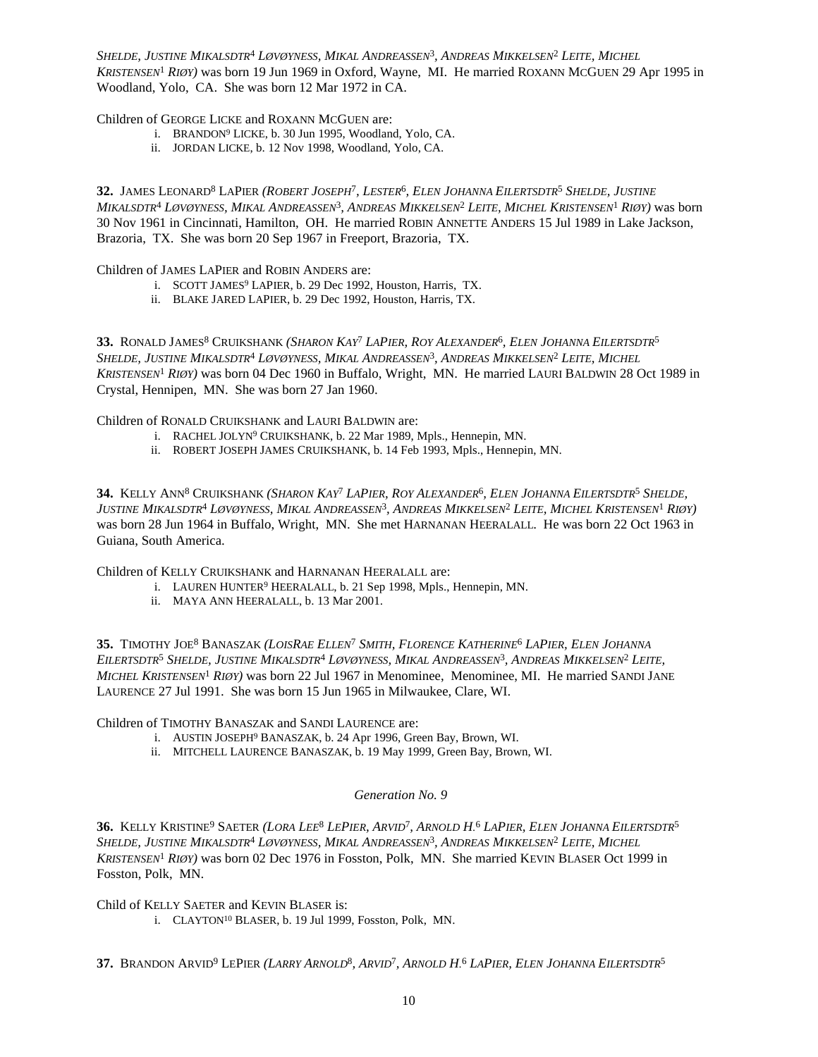*SHELDE, JUSTINE MIKALSDTR*[4] *LØVØYNESS, MIKAL ANDREASSEN*[3]*, ANDREAS MIKKELSEN*[2] *LEITE, MICHEL KRISTENSEN*[1] *RIØY)* was born 19 Jun 1969 in Oxford, Wayne, MI. He married ROXANN MCGUEN 29 Apr 1995 in Woodland, Yolo, CA. She was born 12 Mar 1972 in CA.

Children of GEORGE LICKE and ROXANN MCGUEN are:

i. BRANDON[9] LICKE, b. 30 Jun 1995, Woodland, Yolo, CA.
ii. JORDAN LICKE, b. 12 Nov 1998, Woodland, Yolo, CA.

**32.** JAMES LEONARD[8] LAPIER *(ROBERT JOSEPH*[7]*, LESTER*[6]*, ELEN JOHANNA EILERTSDTR*[5] *SHELDE, JUSTINE MIKALSDTR*[4] *LØVØYNESS, MIKAL ANDREASSEN*[3]*, ANDREAS MIKKELSEN*[2] *LEITE, MICHEL KRISTENSEN*[1] *RIØY)* was born 30 Nov 1961 in Cincinnati, Hamilton, OH. He married ROBIN ANNETTE ANDERS 15 Jul 1989 in Lake Jackson, Brazoria, TX. She was born 20 Sep 1967 in Freeport, Brazoria, TX.

Children of JAMES LAPIER and ROBIN ANDERS are:

i. SCOTT JAMES[9] LAPIER, b. 29 Dec 1992, Houston, Harris, TX.
ii. BLAKE JARED LAPIER, b. 29 Dec 1992, Houston, Harris, TX.

**33.** RONALD JAMES[8] CRUIKSHANK *(SHARON KAY*[7] *LAPIER, ROY ALEXANDER*[6]*, ELEN JOHANNA EILERTSDTR*[5] *SHELDE, JUSTINE MIKALSDTR*[4] *LØVØYNESS, MIKAL ANDREASSEN*[3]*, ANDREAS MIKKELSEN*[2] *LEITE, MICHEL KRISTENSEN*[1] *RIØY)* was born 04 Dec 1960 in Buffalo, Wright, MN. He married LAURI BALDWIN 28 Oct 1989 in Crystal, Hennipen, MN. She was born 27 Jan 1960.

Children of RONALD CRUIKSHANK and LAURI BALDWIN are:

i. RACHEL JOLYN[9] CRUIKSHANK, b. 22 Mar 1989, Mpls., Hennepin, MN.
ii. ROBERT JOSEPH JAMES CRUIKSHANK, b. 14 Feb 1993, Mpls., Hennepin, MN.

**34.** KELLY ANN[8] CRUIKSHANK *(SHARON KAY*[7] *LAPIER, ROY ALEXANDER*[6]*, ELEN JOHANNA EILERTSDTR*[5] *SHELDE, JUSTINE MIKALSDTR*[4] *LØVØYNESS, MIKAL ANDREASSEN*[3]*, ANDREAS MIKKELSEN*[2] *LEITE, MICHEL KRISTENSEN*[1] *RIØY)* was born 28 Jun 1964 in Buffalo, Wright, MN. She met HARNANAN HEERALALL. He was born 22 Oct 1963 in Guiana, South America.

Children of KELLY CRUIKSHANK and HARNANAN HEERALALL are:

i. LAUREN HUNTER[9] HEERALALL, b. 21 Sep 1998, Mpls., Hennepin, MN.
ii. MAYA ANN HEERALALL, b. 13 Mar 2001.

**35.** TIMOTHY JOE[8] BANASZAK *(LOISRAE ELLEN*[7] *SMITH, FLORENCE KATHERINE*[6] *LAPIER, ELEN JOHANNA EILERTSDTR*[5] *SHELDE, JUSTINE MIKALSDTR*[4] *LØVØYNESS, MIKAL ANDREASSEN*[3]*, ANDREAS MIKKELSEN*[2] *LEITE, MICHEL KRISTENSEN*[1] *RIØY)* was born 22 Jul 1967 in Menominee, Menominee, MI. He married SANDI JANE LAURENCE 27 Jul 1991. She was born 15 Jun 1965 in Milwaukee, Clare, WI.

Children of TIMOTHY BANASZAK and SANDI LAURENCE are:

i. AUSTIN JOSEPH[9] BANASZAK, b. 24 Apr 1996, Green Bay, Brown, WI.
ii. MITCHELL LAURENCE BANASZAK, b. 19 May 1999, Green Bay, Brown, WI.

### *Generation No. 9*

**36.** KELLY KRISTINE[9] SAETER *(LORA LEE*[8] *LEPIER, ARVID*[7]*, ARNOLD H.*[6] *LAPIER, ELEN JOHANNA EILERTSDTR*[5] *SHELDE, JUSTINE MIKALSDTR*[4] *LØVØYNESS, MIKAL ANDREASSEN*[3]*, ANDREAS MIKKELSEN*[2] *LEITE, MICHEL KRISTENSEN*[1] *RIØY)* was born 02 Dec 1976 in Fosston, Polk, MN. She married KEVIN BLASER Oct 1999 in Fosston, Polk, MN.

Child of KELLY SAETER and KEVIN BLASER is:

i. CLAYTON[10] BLASER, b. 19 Jul 1999, Fosston, Polk, MN.

**37.** BRANDON ARVID[9] LEPIER *(LARRY ARNOLD*[8]*, ARVID*[7]*, ARNOLD H.*[6] *LAPIER, ELEN JOHANNA EILERTSDTR*[5]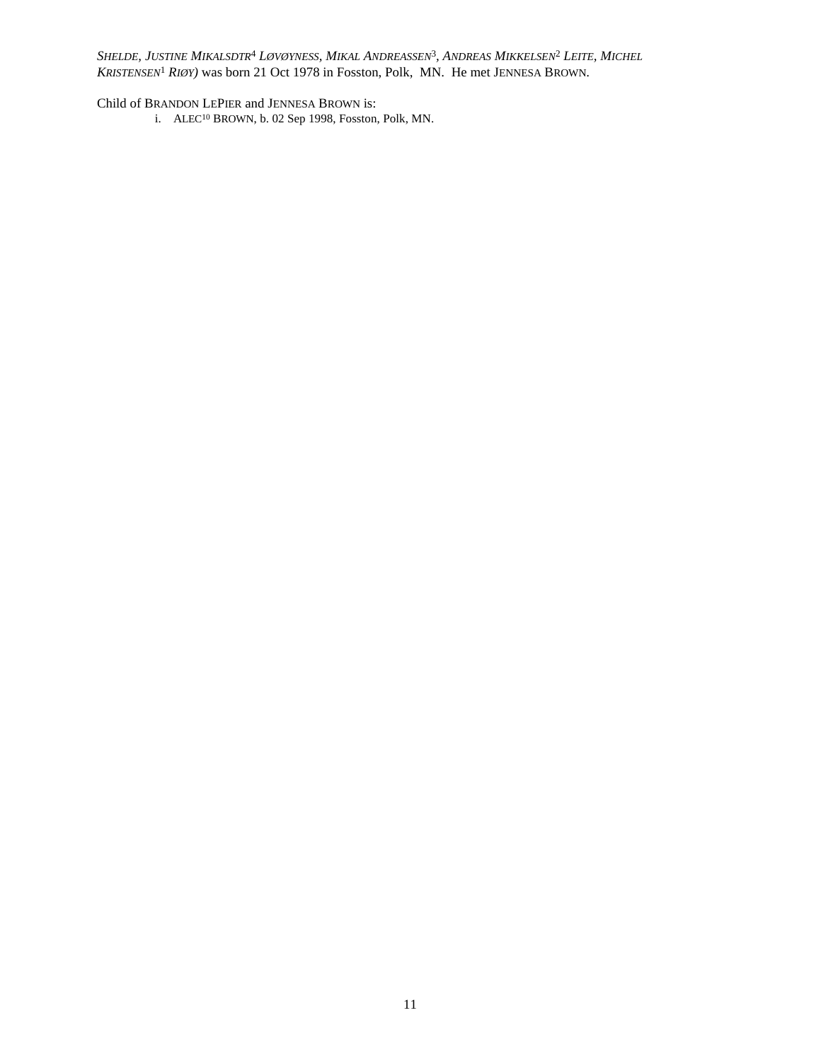*SHELDE, JUSTINE MIKALSDTR*[4] *LØVØYNESS, MIKAL ANDREASSEN*[3]*, ANDREAS MIKKELSEN*[2] *LEITE, MICHEL KRISTENSEN*[1] *RIØY)* was born 21 Oct 1978 in Fosston, Polk,  MN.  He met JENNESA BROWN.

Child of BRANDON LEPIER and JENNESA BROWN is:

i.   ALEC[10] BROWN, b. 02 Sep 1998, Fosston, Polk, MN.